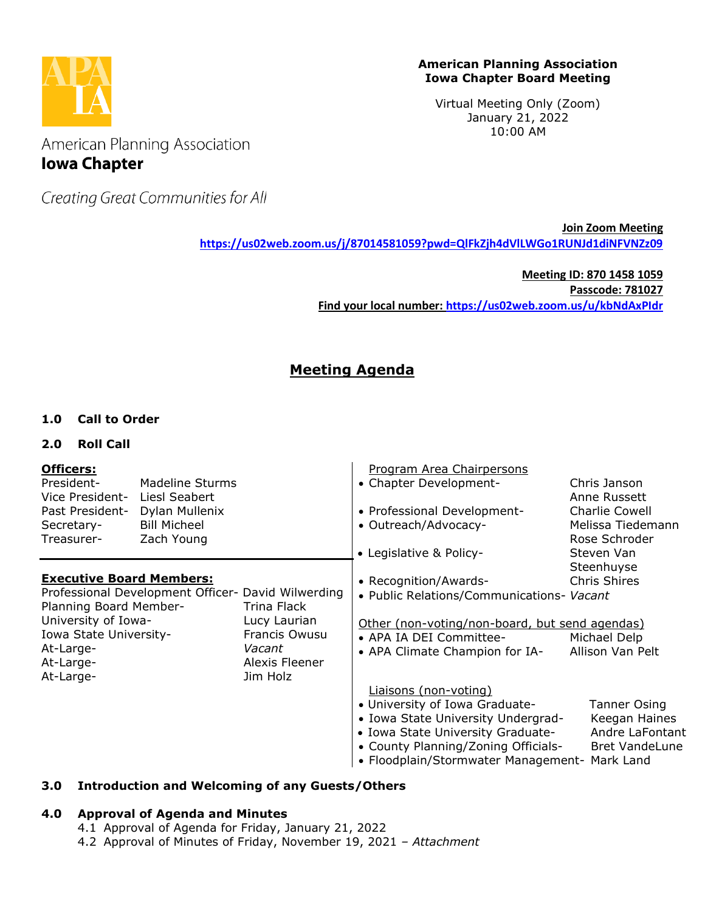American Planning Association
**Iowa Chapter**

*Creating Great Communities for All*

**American Planning Association**
**Iowa Chapter Board Meeting**

Virtual Meeting Only (Zoom)
January 21, 2022
10:00 AM

**Join Zoom Meeting**
**https://us02web.zoom.us/j/87014581059?pwd=QlFkZjh4dVlLWGo1RUNJd1diNFVNZz09**

**Meeting ID: 870 1458 1059**
**Passcode: 781027**
**Find your local number: https://us02web.zoom.us/u/kbNdAxPIdr**

## Meeting Agenda

**1.0 Call to Order**

**2.0 Roll Call**

**Officers:**

| | |
|---|---|
| President- | Madeline Sturms |
| Vice President- | Liesl Seabert |
| Past President- | Dylan Mullenix |
| Secretary- | Bill Micheel |
| Treasurer- | Zach Young |

**Executive Board Members:**

| | |
|---|---|
| Professional Development Officer- | David Wilwerding |
| Planning Board Member- | Trina Flack |
| University of Iowa- | Lucy Laurian |
| Iowa State University- | Francis Owusu |
| At-Large- | *Vacant* |
| At-Large- | Alexis Fleener |
| At-Large- | Jim Holz |

Program Area Chairpersons

- Chapter Development- Chris Janson, Anne Russett
- Professional Development- Charlie Cowell
- Outreach/Advocacy- Melissa Tiedemann, Rose Schroder
- Legislative & Policy- Steven Van Steenhuyse
- Recognition/Awards- Chris Shires
- Public Relations/Communications- *Vacant*

Other (non-voting/non-board, but send agendas)

- APA IA DEI Committee- Michael Delp
- APA Climate Champion for IA- Allison Van Pelt

Liaisons (non-voting)

- University of Iowa Graduate- Tanner Osing
- Iowa State University Undergrad- Keegan Haines
- Iowa State University Graduate- Andre LaFontant
- County Planning/Zoning Officials- Bret VandeLune
- Floodplain/Stormwater Management- Mark Land

**3.0 Introduction and Welcoming of any Guests/Others**

**4.0 Approval of Agenda and Minutes**

4.1 Approval of Agenda for Friday, January 21, 2022
4.2 Approval of Minutes of Friday, November 19, 2021 – *Attachment*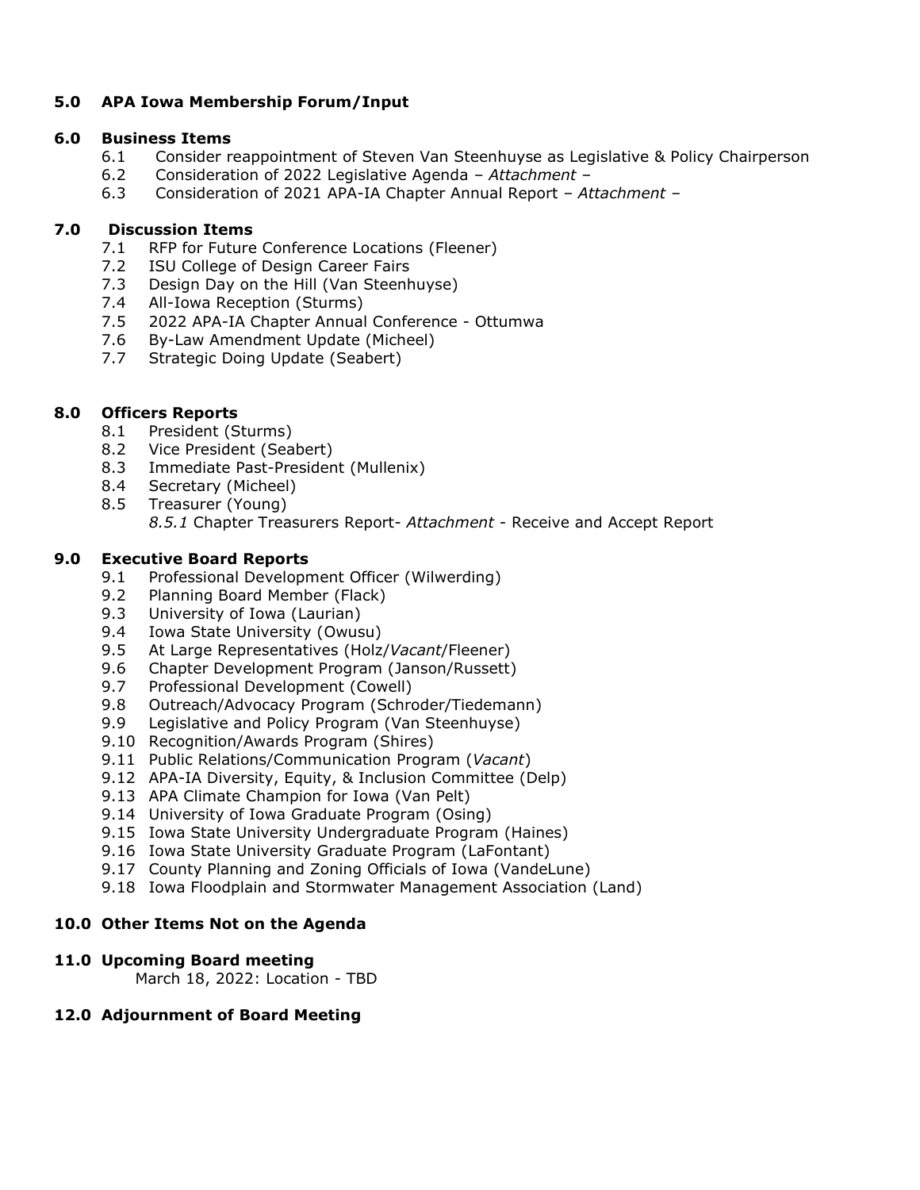## 5.0 APA Iowa Membership Forum/Input

## 6.0 Business Items

6.1 Consider reappointment of Steven Van Steenhuyse as Legislative & Policy Chairperson
6.2 Consideration of 2022 Legislative Agenda – *Attachment* –
6.3 Consideration of 2021 APA-IA Chapter Annual Report – *Attachment* –

## 7.0 Discussion Items

7.1 RFP for Future Conference Locations (Fleener)
7.2 ISU College of Design Career Fairs
7.3 Design Day on the Hill (Van Steenhuyse)
7.4 All-Iowa Reception (Sturms)
7.5 2022 APA-IA Chapter Annual Conference - Ottumwa
7.6 By-Law Amendment Update (Micheel)
7.7 Strategic Doing Update (Seabert)

## 8.0 Officers Reports

8.1 President (Sturms)
8.2 Vice President (Seabert)
8.3 Immediate Past-President (Mullenix)
8.4 Secretary (Micheel)
8.5 Treasurer (Young)
*8.5.1* Chapter Treasurers Report- *Attachment* - Receive and Accept Report

## 9.0 Executive Board Reports

9.1 Professional Development Officer (Wilwerding)
9.2 Planning Board Member (Flack)
9.3 University of Iowa (Laurian)
9.4 Iowa State University (Owusu)
9.5 At Large Representatives (Holz/*Vacant*/Fleener)
9.6 Chapter Development Program (Janson/Russett)
9.7 Professional Development (Cowell)
9.8 Outreach/Advocacy Program (Schroder/Tiedemann)
9.9 Legislative and Policy Program (Van Steenhuyse)
9.10 Recognition/Awards Program (Shires)
9.11 Public Relations/Communication Program (*Vacant*)
9.12 APA-IA Diversity, Equity, & Inclusion Committee (Delp)
9.13 APA Climate Champion for Iowa (Van Pelt)
9.14 University of Iowa Graduate Program (Osing)
9.15 Iowa State University Undergraduate Program (Haines)
9.16 Iowa State University Graduate Program (LaFontant)
9.17 County Planning and Zoning Officials of Iowa (VandeLune)
9.18 Iowa Floodplain and Stormwater Management Association (Land)

## 10.0 Other Items Not on the Agenda

## 11.0 Upcoming Board meeting

March 18, 2022: Location - TBD

## 12.0 Adjournment of Board Meeting